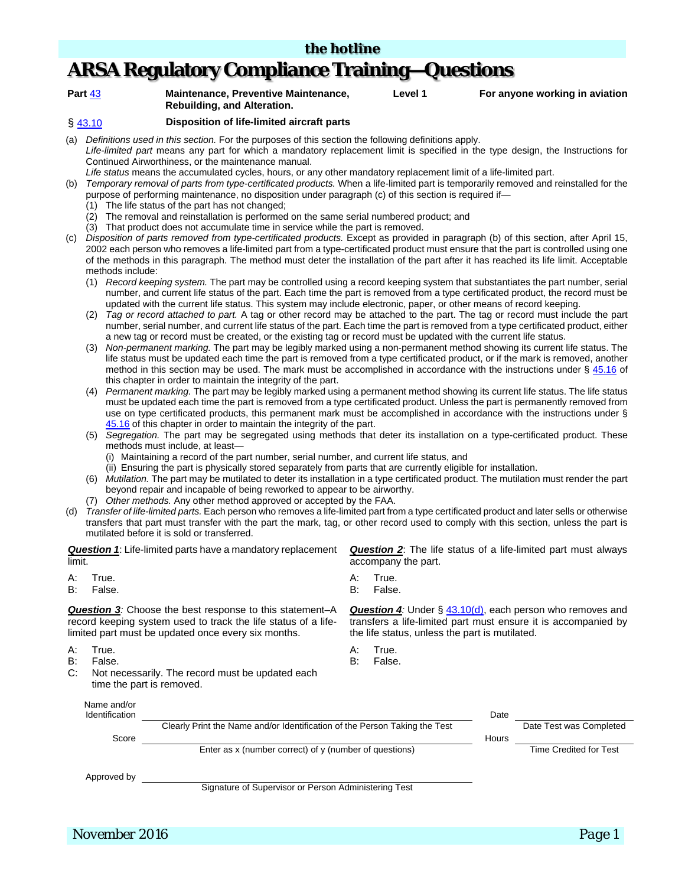**the hotline**

# ARSA Regulatory Compliance Training—Questions

| | | | |
|---|---|---|---|
| **Part** [43](#) | **Maintenance, Preventive Maintenance, Rebuilding, and Alteration.** | **Level 1** | **For anyone working in aviation** |

§ [43.10](#) **Disposition of life-limited aircraft parts**

(a) *Definitions used in this section.* For the purposes of this section the following definitions apply.
*Life-limited part* means any part for which a mandatory replacement limit is specified in the type design, the Instructions for Continued Airworthiness, or the maintenance manual.
*Life status* means the accumulated cycles, hours, or any other mandatory replacement limit of a life-limited part.

(b) *Temporary removal of parts from type-certificated products.* When a life-limited part is temporarily removed and reinstalled for the purpose of performing maintenance, no disposition under paragraph (c) of this section is required if—
  (1) The life status of the part has not changed;
  (2) The removal and reinstallation is performed on the same serial numbered product; and
  (3) That product does not accumulate time in service while the part is removed.

(c) *Disposition of parts removed from type-certificated products.* Except as provided in paragraph (b) of this section, after April 15, 2002 each person who removes a life-limited part from a type-certificated product must ensure that the part is controlled using one of the methods in this paragraph. The method must deter the installation of the part after it has reached its life limit. Acceptable methods include:
  (1) *Record keeping system.* The part may be controlled using a record keeping system that substantiates the part number, serial number, and current life status of the part. Each time the part is removed from a type certificated product, the record must be updated with the current life status. This system may include electronic, paper, or other means of record keeping.
  (2) *Tag or record attached to part.* A tag or other record may be attached to the part. The tag or record must include the part number, serial number, and current life status of the part. Each time the part is removed from a type certificated product, either a new tag or record must be created, or the existing tag or record must be updated with the current life status.
  (3) *Non-permanent marking.* The part may be legibly marked using a non-permanent method showing its current life status. The life status must be updated each time the part is removed from a type certificated product, or if the mark is removed, another method in this section may be used. The mark must be accomplished in accordance with the instructions under § [45.16](#) of this chapter in order to maintain the integrity of the part.
  (4) *Permanent marking.* The part may be legibly marked using a permanent method showing its current life status. The life status must be updated each time the part is removed from a type certificated product. Unless the part is permanently removed from use on type certificated products, this permanent mark must be accomplished in accordance with the instructions under § [45.16](#) of this chapter in order to maintain the integrity of the part.
  (5) *Segregation.* The part may be segregated using methods that deter its installation on a type-certificated product. These methods must include, at least—
    (i) Maintaining a record of the part number, serial number, and current life status, and
    (ii) Ensuring the part is physically stored separately from parts that are currently eligible for installation.
  (6) *Mutilation.* The part may be mutilated to deter its installation in a type certificated product. The mutilation must render the part beyond repair and incapable of being reworked to appear to be airworthy.
  (7) *Other methods.* Any other method approved or accepted by the FAA.

(d) *Transfer of life-limited parts.* Each person who removes a life-limited part from a type certificated product and later sells or otherwise transfers that part must transfer with the part the mark, tag, or other record used to comply with this section, unless the part is mutilated before it is sold or transferred.

***Question 1***: Life-limited parts have a mandatory replacement limit.

A: True.
B: False.

***Question 2***: The life status of a life-limited part must always accompany the part.

A: True.
B: False.

***Question 3***: Choose the best response to this statement–A record keeping system used to track the life status of a life-limited part must be updated once every six months.

A: True.
B: False.
C: Not necessarily. The record must be updated each time the part is removed.

***Question 4***: Under § [43.10(d)](#), each person who removes and transfers a life-limited part must ensure it is accompanied by the life status, unless the part is mutilated.

A: True.
B: False.

Name and/or Identification \_\_\_\_\_\_\_\_\_\_\_\_\_\_\_\_\_\_\_\_\_\_\_\_\_\_\_\_\_\_
Clearly Print the Name and/or Identification of the Person Taking the Test

Date \_\_\_\_\_\_\_\_\_\_\_\_\_\_\_\_
Date Test was Completed

Score \_\_\_\_\_\_\_\_\_\_\_\_\_\_\_\_\_\_\_\_\_\_\_\_\_\_\_\_\_\_
Enter as x (number correct) of y (number of questions)

Hours \_\_\_\_\_\_\_\_\_\_\_\_\_\_\_\_
Time Credited for Test

Approved by \_\_\_\_\_\_\_\_\_\_\_\_\_\_\_\_\_\_\_\_\_\_\_\_\_\_\_\_\_\_
Signature of Supervisor or Person Administering Test

November 2016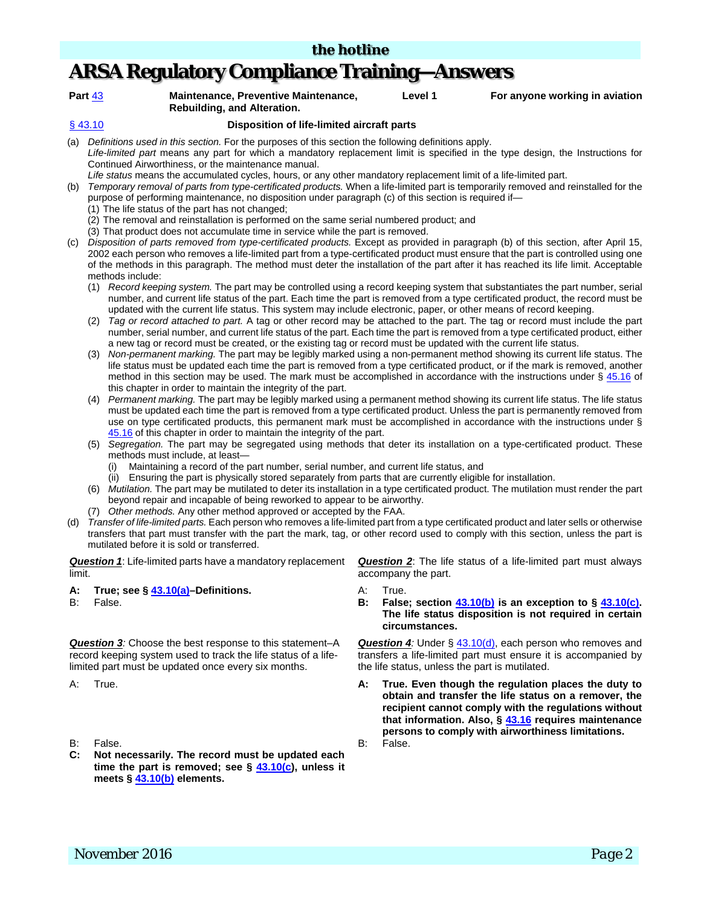# the hotline

# ARSA Regulatory Compliance Training—Answers

**Part 43** | **Maintenance, Preventive Maintenance, Rebuilding, and Alteration.** | **Level 1** | **For anyone working in aviation**

**§ 43.10** **Disposition of life-limited aircraft parts**

(a) *Definitions used in this section.* For the purposes of this section the following definitions apply.
*Life-limited part* means any part for which a mandatory replacement limit is specified in the type design, the Instructions for Continued Airworthiness, or the maintenance manual.
*Life status* means the accumulated cycles, hours, or any other mandatory replacement limit of a life-limited part.

(b) *Temporary removal of parts from type-certificated products.* When a life-limited part is temporarily removed and reinstalled for the purpose of performing maintenance, no disposition under paragraph (c) of this section is required if—
(1) The life status of the part has not changed;
(2) The removal and reinstallation is performed on the same serial numbered product; and
(3) That product does not accumulate time in service while the part is removed.

(c) *Disposition of parts removed from type-certificated products.* Except as provided in paragraph (b) of this section, after April 15, 2002 each person who removes a life-limited part from a type-certificated product must ensure that the part is controlled using one of the methods in this paragraph. The method must deter the installation of the part after it has reached its life limit. Acceptable methods include:

(1) *Record keeping system.* The part may be controlled using a record keeping system that substantiates the part number, serial number, and current life status of the part. Each time the part is removed from a type certificated product, the record must be updated with the current life status. This system may include electronic, paper, or other means of record keeping.

(2) *Tag or record attached to part.* A tag or other record may be attached to the part. The tag or record must include the part number, serial number, and current life status of the part. Each time the part is removed from a type certificated product, either a new tag or record must be created, or the existing tag or record must be updated with the current life status.

(3) *Non-permanent marking.* The part may be legibly marked using a non-permanent method showing its current life status. The life status must be updated each time the part is removed from a type certificated product, or if the mark is removed, another method in this section may be used. The mark must be accomplished in accordance with the instructions under § 45.16 of this chapter in order to maintain the integrity of the part.

(4) *Permanent marking.* The part may be legibly marked using a permanent method showing its current life status. The life status must be updated each time the part is removed from a type certificated product. Unless the part is permanently removed from use on type certificated products, this permanent mark must be accomplished in accordance with the instructions under § 45.16 of this chapter in order to maintain the integrity of the part.

(5) *Segregation.* The part may be segregated using methods that deter its installation on a type-certificated product. These methods must include, at least—
(i) Maintaining a record of the part number, serial number, and current life status, and
(ii) Ensuring the part is physically stored separately from parts that are currently eligible for installation.

(6) *Mutilation.* The part may be mutilated to deter its installation in a type certificated product. The mutilation must render the part beyond repair and incapable of being reworked to appear to be airworthy.

(7) *Other methods.* Any other method approved or accepted by the FAA.

(d) *Transfer of life-limited parts.* Each person who removes a life-limited part from a type certificated product and later sells or otherwise transfers that part must transfer with the part the mark, tag, or other record used to comply with this section, unless the part is mutilated before it is sold or transferred.

***Question 1***: Life-limited parts have a mandatory replacement limit.

**A: True; see § 43.10(a)–Definitions.**
B: False.

***Question 2***: The life status of a life-limited part must always accompany the part.

A: True.
**B: False; section 43.10(b) is an exception to § 43.10(c). The life status disposition is not required in certain circumstances.**

***Question 3***: Choose the best response to this statement–A record keeping system used to track the life status of a life-limited part must be updated once every six months.

A: True.
B: False.
**C: Not necessarily. The record must be updated each time the part is removed; see § 43.10(c), unless it meets § 43.10(b) elements.**

***Question 4***: Under § 43.10(d), each person who removes and transfers a life-limited part must ensure it is accompanied by the life status, unless the part is mutilated.

**A: True. Even though the regulation places the duty to obtain and transfer the life status on a remover, the recipient cannot comply with the regulations without that information. Also, § 43.16 requires maintenance persons to comply with airworthiness limitations.**
B: False.